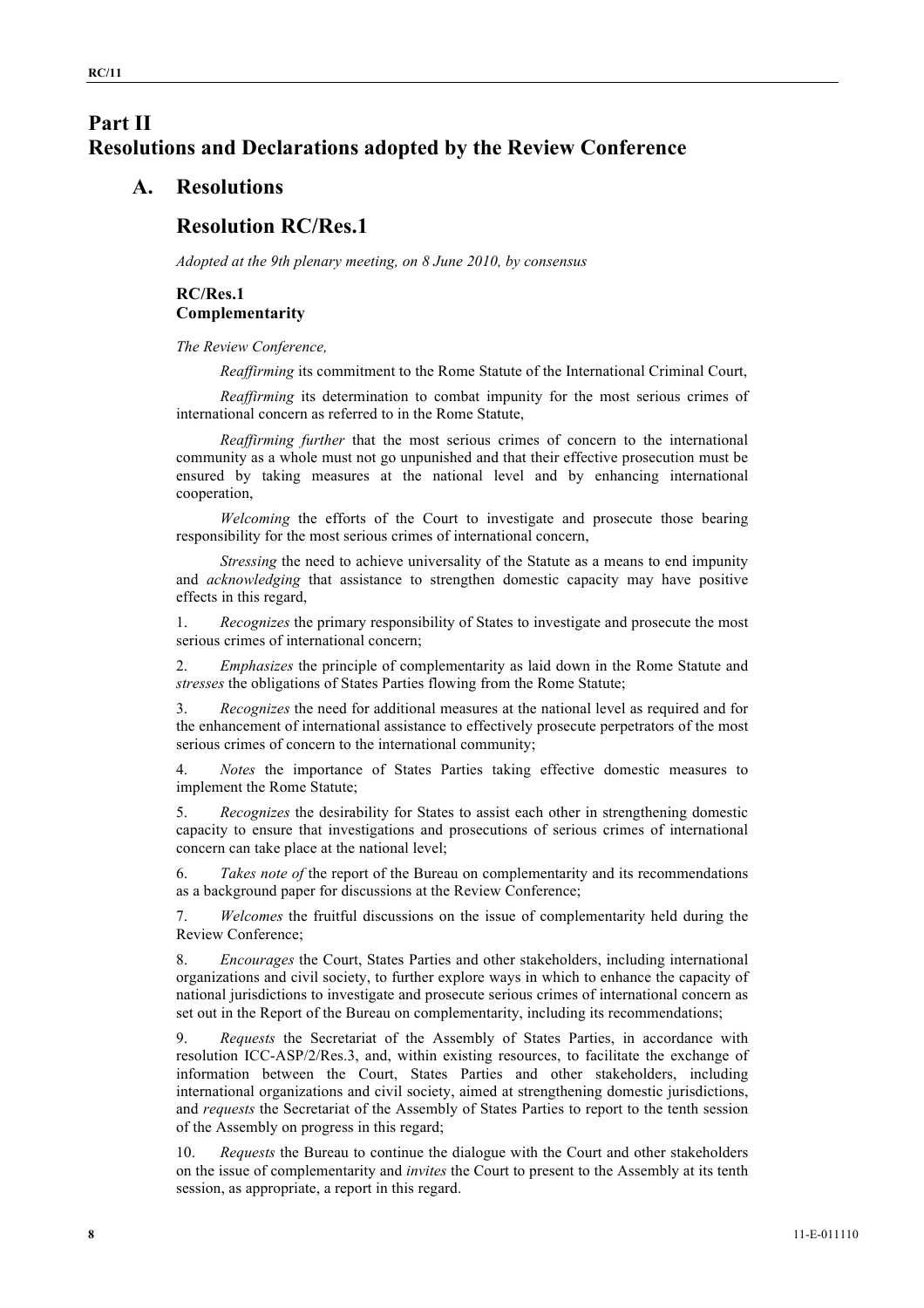# Part II
# Resolutions and Declarations adopted by the Review Conference

## A. Resolutions

## Resolution RC/Res.1

*Adopted at the 9th plenary meeting, on 8 June 2010, by consensus*

### RC/Res.1
### Complementarity

*The Review Conference,*

*Reaffirming* its commitment to the Rome Statute of the International Criminal Court,

*Reaffirming* its determination to combat impunity for the most serious crimes of international concern as referred to in the Rome Statute,

*Reaffirming further* that the most serious crimes of concern to the international community as a whole must not go unpunished and that their effective prosecution must be ensured by taking measures at the national level and by enhancing international cooperation,

*Welcoming* the efforts of the Court to investigate and prosecute those bearing responsibility for the most serious crimes of international concern,

*Stressing* the need to achieve universality of the Statute as a means to end impunity and *acknowledging* that assistance to strengthen domestic capacity may have positive effects in this regard,

1. *Recognizes* the primary responsibility of States to investigate and prosecute the most serious crimes of international concern;

2. *Emphasizes* the principle of complementarity as laid down in the Rome Statute and *stresses* the obligations of States Parties flowing from the Rome Statute;

3. *Recognizes* the need for additional measures at the national level as required and for the enhancement of international assistance to effectively prosecute perpetrators of the most serious crimes of concern to the international community;

4. *Notes* the importance of States Parties taking effective domestic measures to implement the Rome Statute;

5. *Recognizes* the desirability for States to assist each other in strengthening domestic capacity to ensure that investigations and prosecutions of serious crimes of international concern can take place at the national level;

6. *Takes note of* the report of the Bureau on complementarity and its recommendations as a background paper for discussions at the Review Conference;

7. *Welcomes* the fruitful discussions on the issue of complementarity held during the Review Conference;

8. *Encourages* the Court, States Parties and other stakeholders, including international organizations and civil society, to further explore ways in which to enhance the capacity of national jurisdictions to investigate and prosecute serious crimes of international concern as set out in the Report of the Bureau on complementarity, including its recommendations;

9. *Requests* the Secretariat of the Assembly of States Parties, in accordance with resolution ICC-ASP/2/Res.3, and, within existing resources, to facilitate the exchange of information between the Court, States Parties and other stakeholders, including international organizations and civil society, aimed at strengthening domestic jurisdictions, and *requests* the Secretariat of the Assembly of States Parties to report to the tenth session of the Assembly on progress in this regard;

10. *Requests* the Bureau to continue the dialogue with the Court and other stakeholders on the issue of complementarity and *invites* the Court to present to the Assembly at its tenth session, as appropriate, a report in this regard.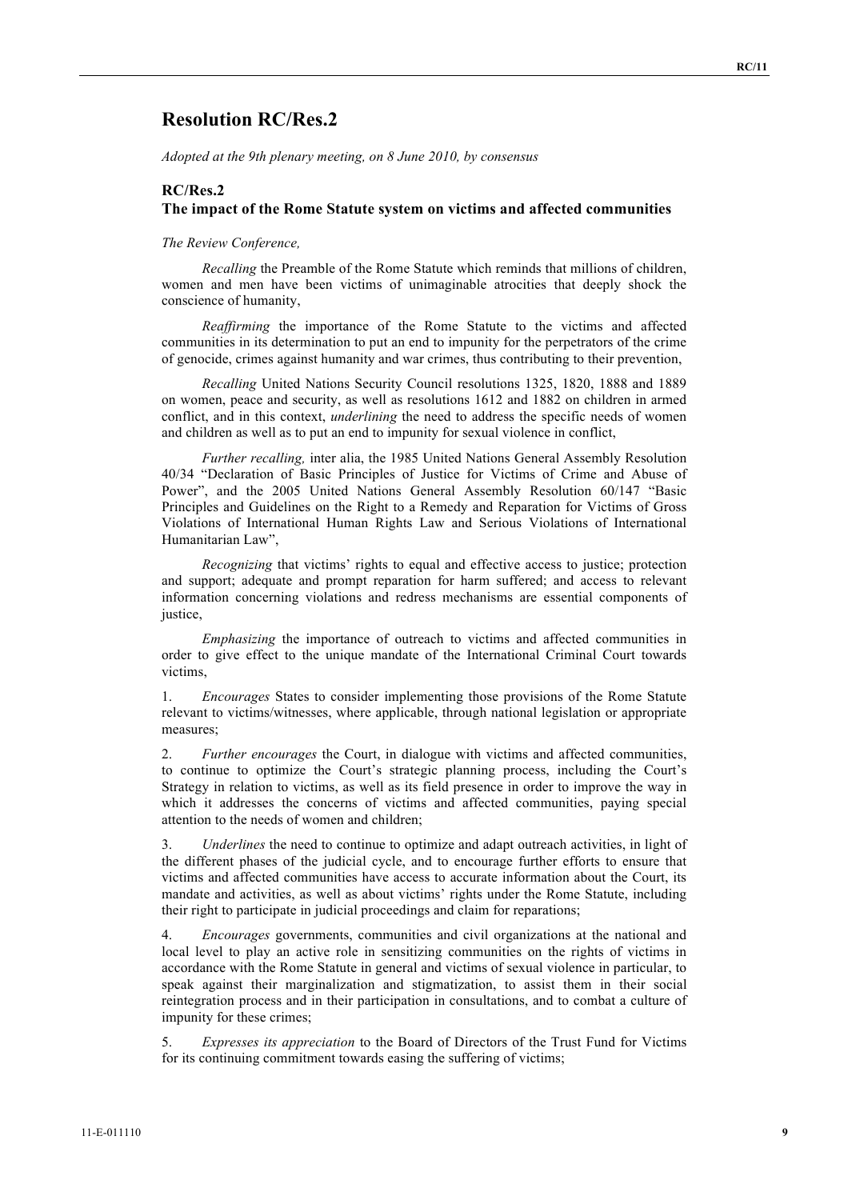# Resolution RC/Res.2

*Adopted at the 9th plenary meeting, on 8 June 2010, by consensus*

## RC/Res.2
## The impact of the Rome Statute system on victims and affected communities

*The Review Conference,*

*Recalling* the Preamble of the Rome Statute which reminds that millions of children, women and men have been victims of unimaginable atrocities that deeply shock the conscience of humanity,

*Reaffirming* the importance of the Rome Statute to the victims and affected communities in its determination to put an end to impunity for the perpetrators of the crime of genocide, crimes against humanity and war crimes, thus contributing to their prevention,

*Recalling* United Nations Security Council resolutions 1325, 1820, 1888 and 1889 on women, peace and security, as well as resolutions 1612 and 1882 on children in armed conflict, and in this context, *underlining* the need to address the specific needs of women and children as well as to put an end to impunity for sexual violence in conflict,

*Further recalling,* inter alia, the 1985 United Nations General Assembly Resolution 40/34 "Declaration of Basic Principles of Justice for Victims of Crime and Abuse of Power", and the 2005 United Nations General Assembly Resolution 60/147 "Basic Principles and Guidelines on the Right to a Remedy and Reparation for Victims of Gross Violations of International Human Rights Law and Serious Violations of International Humanitarian Law",

*Recognizing* that victims' rights to equal and effective access to justice; protection and support; adequate and prompt reparation for harm suffered; and access to relevant information concerning violations and redress mechanisms are essential components of justice,

*Emphasizing* the importance of outreach to victims and affected communities in order to give effect to the unique mandate of the International Criminal Court towards victims,

1. *Encourages* States to consider implementing those provisions of the Rome Statute relevant to victims/witnesses, where applicable, through national legislation or appropriate measures;

2. *Further encourages* the Court, in dialogue with victims and affected communities, to continue to optimize the Court's strategic planning process, including the Court's Strategy in relation to victims, as well as its field presence in order to improve the way in which it addresses the concerns of victims and affected communities, paying special attention to the needs of women and children;

3. *Underlines* the need to continue to optimize and adapt outreach activities, in light of the different phases of the judicial cycle, and to encourage further efforts to ensure that victims and affected communities have access to accurate information about the Court, its mandate and activities, as well as about victims' rights under the Rome Statute, including their right to participate in judicial proceedings and claim for reparations;

4. *Encourages* governments, communities and civil organizations at the national and local level to play an active role in sensitizing communities on the rights of victims in accordance with the Rome Statute in general and victims of sexual violence in particular, to speak against their marginalization and stigmatization, to assist them in their social reintegration process and in their participation in consultations, and to combat a culture of impunity for these crimes;

5. *Expresses its appreciation* to the Board of Directors of the Trust Fund for Victims for its continuing commitment towards easing the suffering of victims;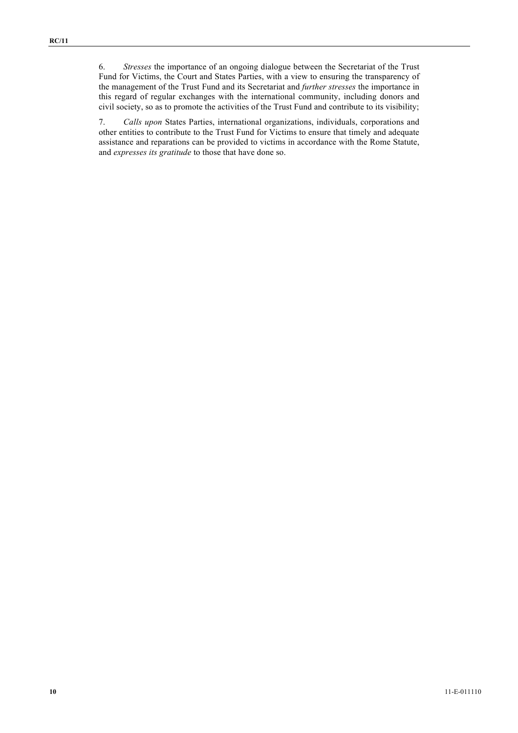6. *Stresses* the importance of an ongoing dialogue between the Secretariat of the Trust Fund for Victims, the Court and States Parties, with a view to ensuring the transparency of the management of the Trust Fund and its Secretariat and *further stresses* the importance in this regard of regular exchanges with the international community, including donors and civil society, so as to promote the activities of the Trust Fund and contribute to its visibility;

7. *Calls upon* States Parties, international organizations, individuals, corporations and other entities to contribute to the Trust Fund for Victims to ensure that timely and adequate assistance and reparations can be provided to victims in accordance with the Rome Statute, and *expresses its gratitude* to those that have done so.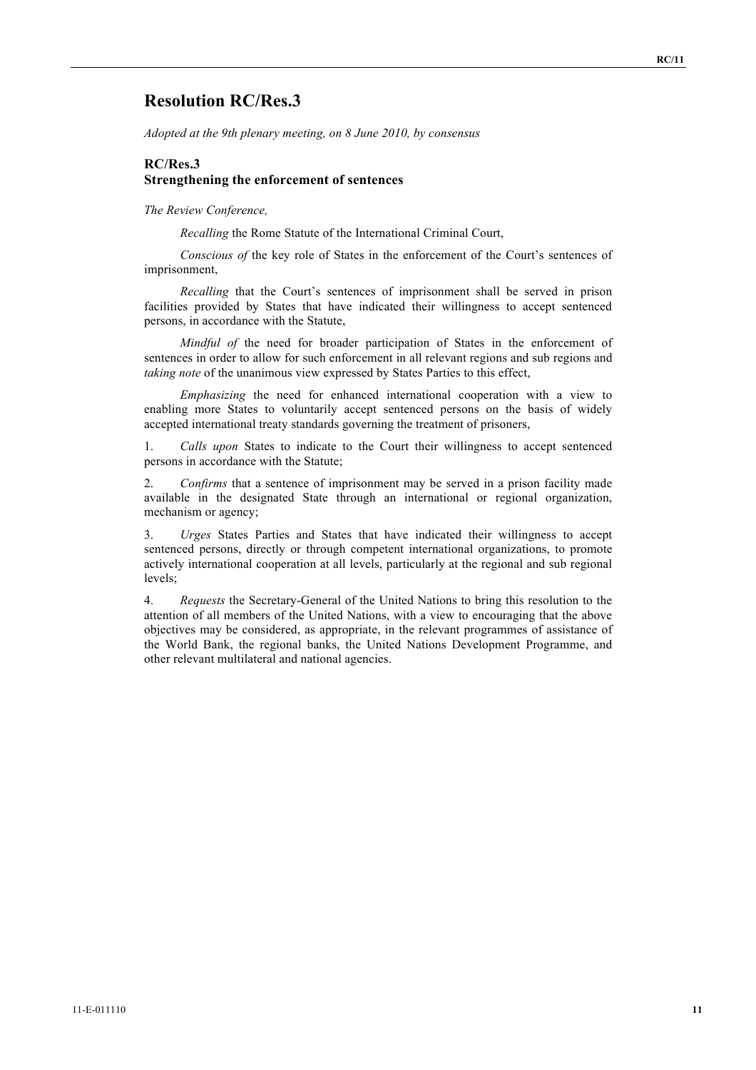# Resolution RC/Res.3

*Adopted at the 9th plenary meeting, on 8 June 2010, by consensus*

## RC/Res.3
## Strengthening the enforcement of sentences

*The Review Conference,*

*Recalling* the Rome Statute of the International Criminal Court,

*Conscious of* the key role of States in the enforcement of the Court's sentences of imprisonment,

*Recalling* that the Court's sentences of imprisonment shall be served in prison facilities provided by States that have indicated their willingness to accept sentenced persons, in accordance with the Statute,

*Mindful of* the need for broader participation of States in the enforcement of sentences in order to allow for such enforcement in all relevant regions and sub regions and *taking note* of the unanimous view expressed by States Parties to this effect,

*Emphasizing* the need for enhanced international cooperation with a view to enabling more States to voluntarily accept sentenced persons on the basis of widely accepted international treaty standards governing the treatment of prisoners,

1. *Calls upon* States to indicate to the Court their willingness to accept sentenced persons in accordance with the Statute;

2. *Confirms* that a sentence of imprisonment may be served in a prison facility made available in the designated State through an international or regional organization, mechanism or agency;

3. *Urges* States Parties and States that have indicated their willingness to accept sentenced persons, directly or through competent international organizations, to promote actively international cooperation at all levels, particularly at the regional and sub regional levels;

4. *Requests* the Secretary-General of the United Nations to bring this resolution to the attention of all members of the United Nations, with a view to encouraging that the above objectives may be considered, as appropriate, in the relevant programmes of assistance of the World Bank, the regional banks, the United Nations Development Programme, and other relevant multilateral and national agencies.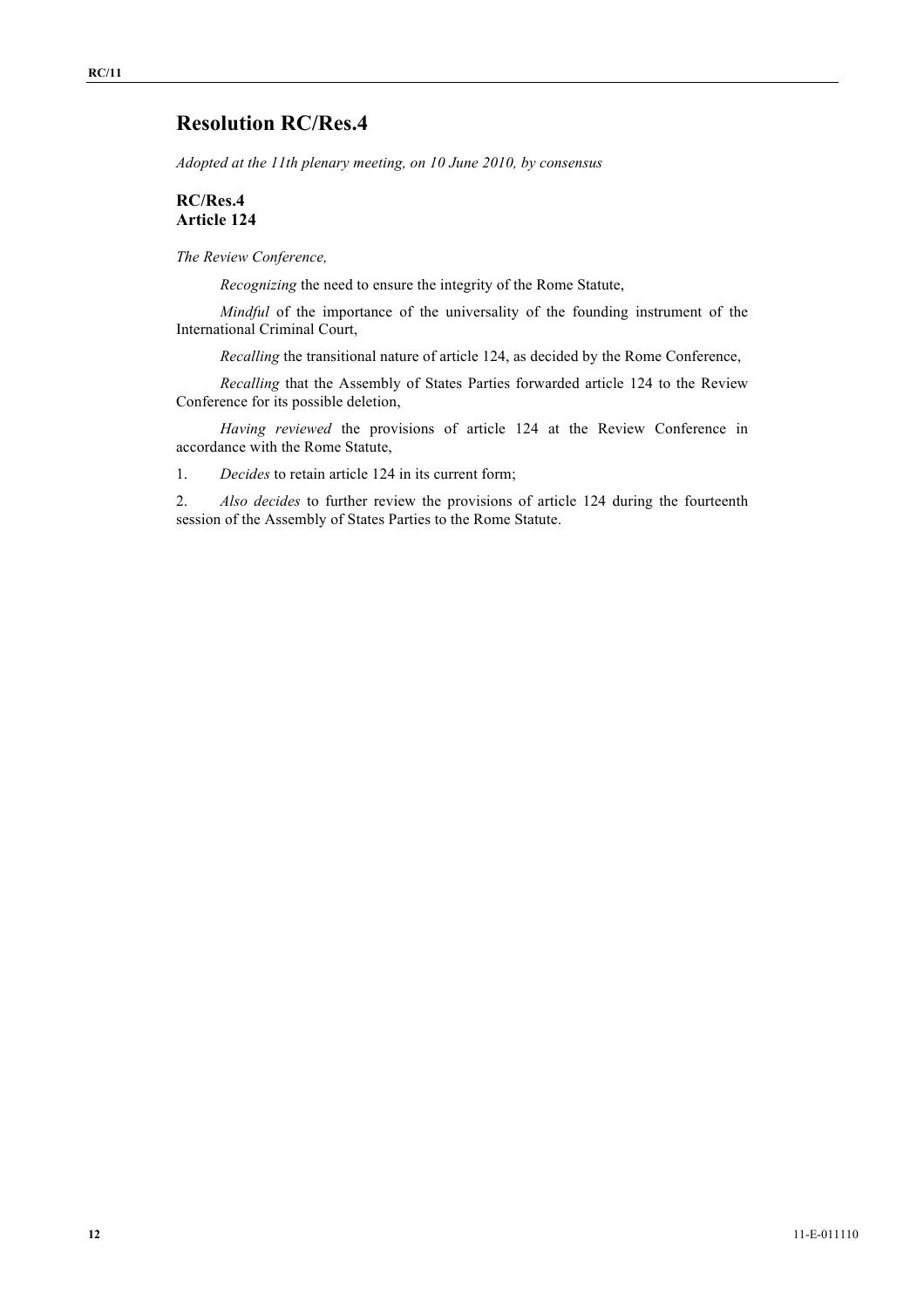# Resolution RC/Res.4

*Adopted at the 11th plenary meeting, on 10 June 2010, by consensus*

**RC/Res.4**
**Article 124**

*The Review Conference,*

*Recognizing* the need to ensure the integrity of the Rome Statute,

*Mindful* of the importance of the universality of the founding instrument of the International Criminal Court,

*Recalling* the transitional nature of article 124, as decided by the Rome Conference,

*Recalling* that the Assembly of States Parties forwarded article 124 to the Review Conference for its possible deletion,

*Having reviewed* the provisions of article 124 at the Review Conference in accordance with the Rome Statute,

1. *Decides* to retain article 124 in its current form;

2. *Also decides* to further review the provisions of article 124 during the fourteenth session of the Assembly of States Parties to the Rome Statute.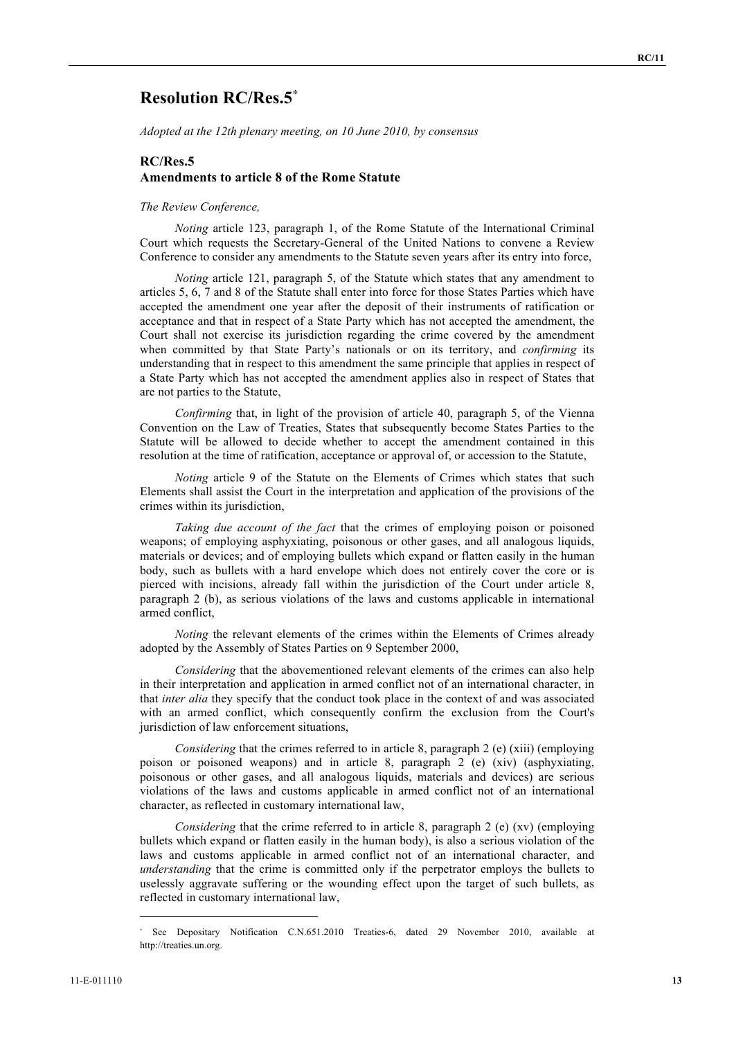# Resolution RC/Res.5[*]

*Adopted at the 12th plenary meeting, on 10 June 2010, by consensus*

## RC/Res.5
## Amendments to article 8 of the Rome Statute

*The Review Conference,*

*Noting* article 123, paragraph 1, of the Rome Statute of the International Criminal Court which requests the Secretary-General of the United Nations to convene a Review Conference to consider any amendments to the Statute seven years after its entry into force,

*Noting* article 121, paragraph 5, of the Statute which states that any amendment to articles 5, 6, 7 and 8 of the Statute shall enter into force for those States Parties which have accepted the amendment one year after the deposit of their instruments of ratification or acceptance and that in respect of a State Party which has not accepted the amendment, the Court shall not exercise its jurisdiction regarding the crime covered by the amendment when committed by that State Party's nationals or on its territory, and *confirming* its understanding that in respect to this amendment the same principle that applies in respect of a State Party which has not accepted the amendment applies also in respect of States that are not parties to the Statute,

*Confirming* that, in light of the provision of article 40, paragraph 5, of the Vienna Convention on the Law of Treaties, States that subsequently become States Parties to the Statute will be allowed to decide whether to accept the amendment contained in this resolution at the time of ratification, acceptance or approval of, or accession to the Statute,

*Noting* article 9 of the Statute on the Elements of Crimes which states that such Elements shall assist the Court in the interpretation and application of the provisions of the crimes within its jurisdiction,

*Taking due account of the fact* that the crimes of employing poison or poisoned weapons; of employing asphyxiating, poisonous or other gases, and all analogous liquids, materials or devices; and of employing bullets which expand or flatten easily in the human body, such as bullets with a hard envelope which does not entirely cover the core or is pierced with incisions, already fall within the jurisdiction of the Court under article 8, paragraph 2 (b), as serious violations of the laws and customs applicable in international armed conflict,

*Noting* the relevant elements of the crimes within the Elements of Crimes already adopted by the Assembly of States Parties on 9 September 2000,

*Considering* that the abovementioned relevant elements of the crimes can also help in their interpretation and application in armed conflict not of an international character, in that *inter alia* they specify that the conduct took place in the context of and was associated with an armed conflict, which consequently confirm the exclusion from the Court's jurisdiction of law enforcement situations,

*Considering* that the crimes referred to in article 8, paragraph 2 (e) (xiii) (employing poison or poisoned weapons) and in article 8, paragraph 2 (e) (xiv) (asphyxiating, poisonous or other gases, and all analogous liquids, materials and devices) are serious violations of the laws and customs applicable in armed conflict not of an international character, as reflected in customary international law,

*Considering* that the crime referred to in article 8, paragraph 2 (e) (xv) (employing bullets which expand or flatten easily in the human body), is also a serious violation of the laws and customs applicable in armed conflict not of an international character, and *understanding* that the crime is committed only if the perpetrator employs the bullets to uselessly aggravate suffering or the wounding effect upon the target of such bullets, as reflected in customary international law,

[*] See Depositary Notification C.N.651.2010 Treaties-6, dated 29 November 2010, available at http://treaties.un.org.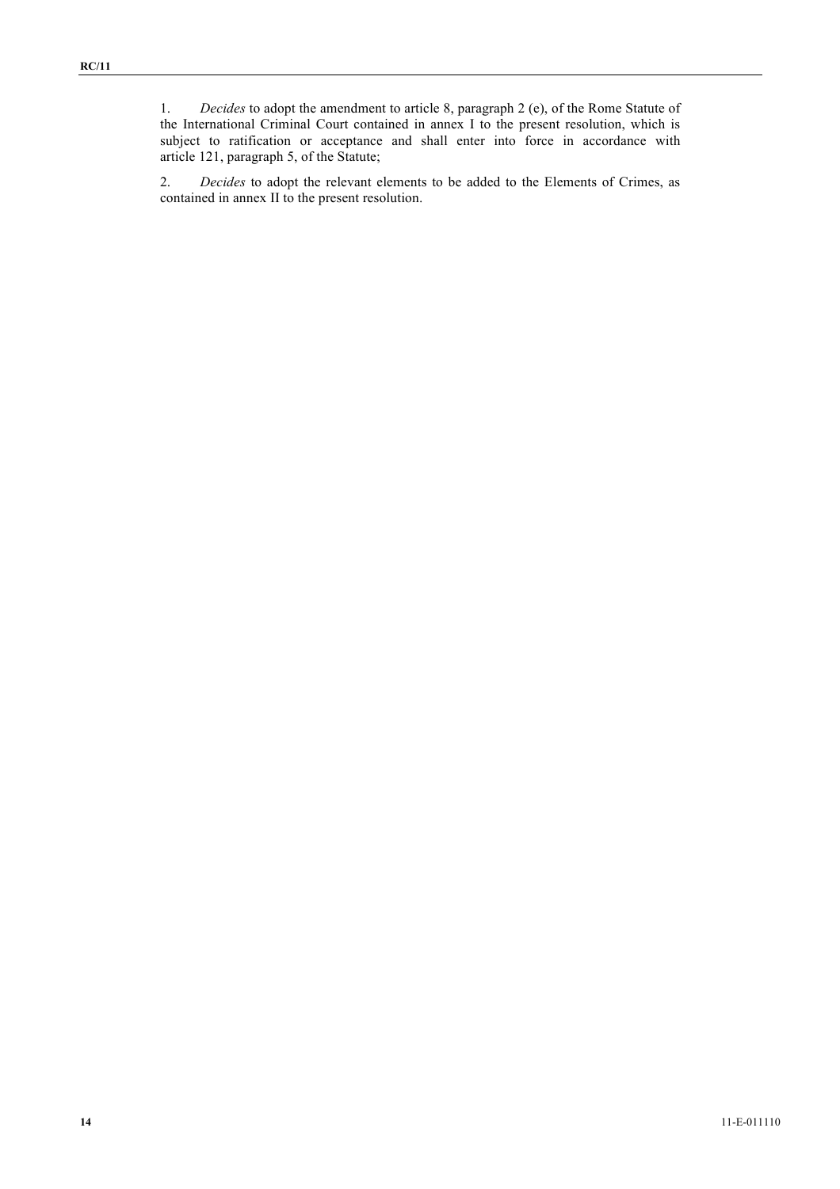1. *Decides* to adopt the amendment to article 8, paragraph 2 (e), of the Rome Statute of the International Criminal Court contained in annex I to the present resolution, which is subject to ratification or acceptance and shall enter into force in accordance with article 121, paragraph 5, of the Statute;

2. *Decides* to adopt the relevant elements to be added to the Elements of Crimes, as contained in annex II to the present resolution.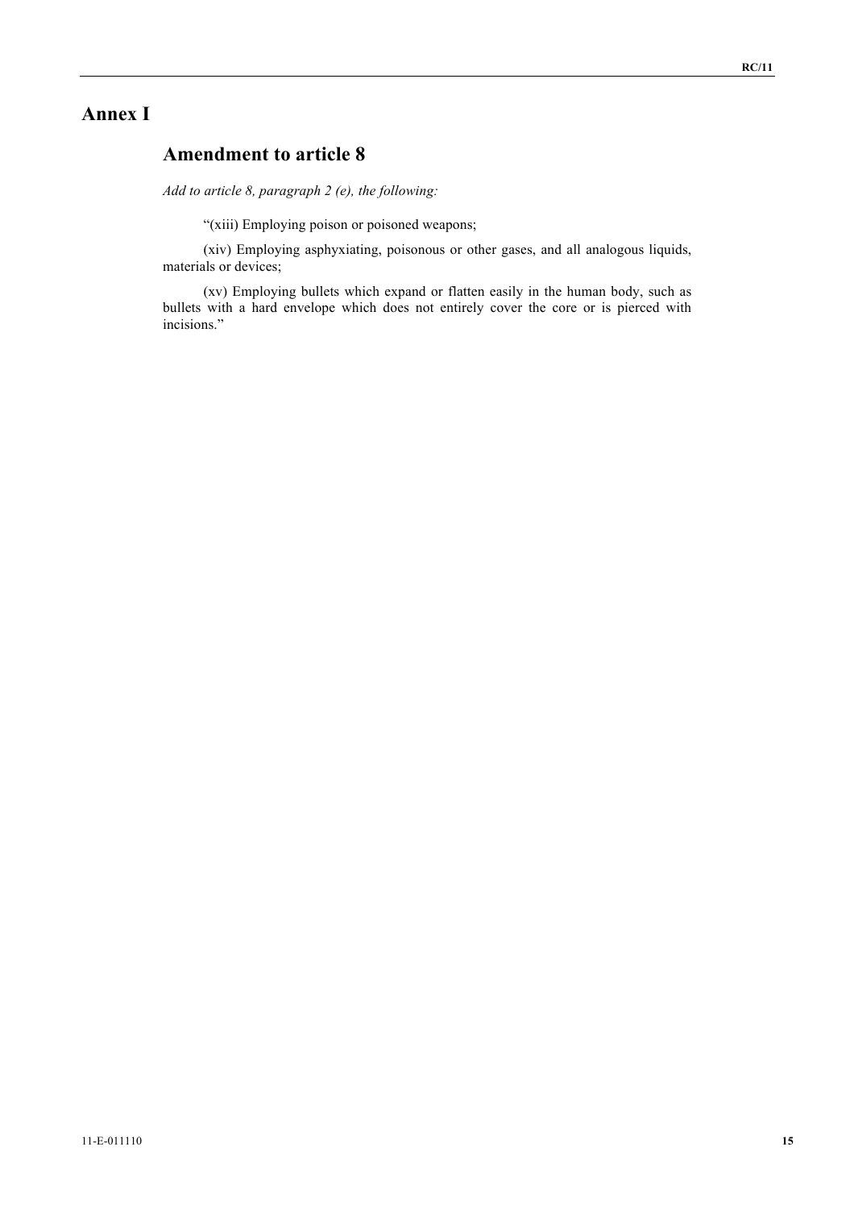# Annex I

## Amendment to article 8

*Add to article 8, paragraph 2 (e), the following:*

"(xiii) Employing poison or poisoned weapons;

(xiv) Employing asphyxiating, poisonous or other gases, and all analogous liquids, materials or devices;

(xv) Employing bullets which expand or flatten easily in the human body, such as bullets with a hard envelope which does not entirely cover the core or is pierced with incisions."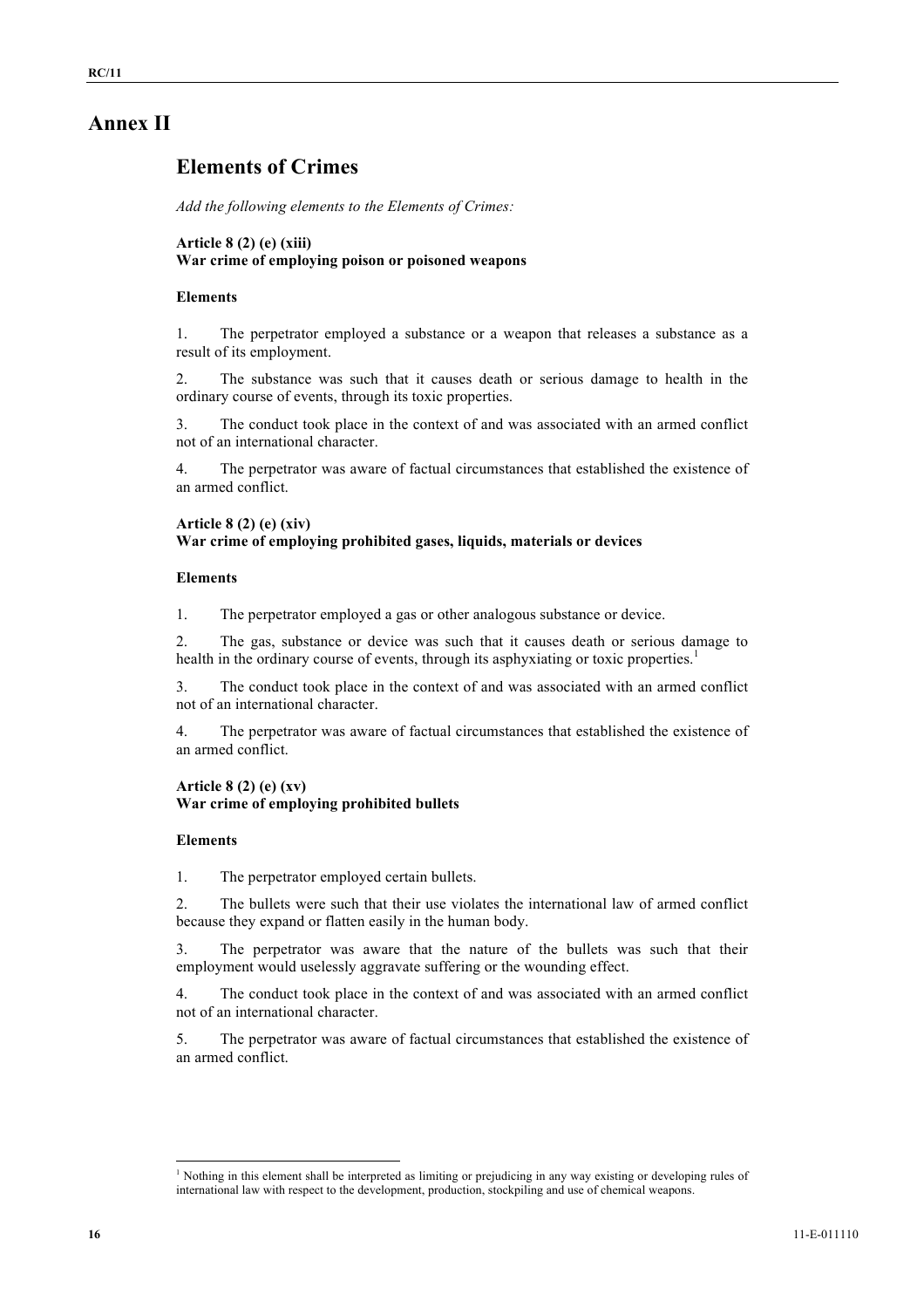# Annex II

## Elements of Crimes

*Add the following elements to the Elements of Crimes:*

**Article 8 (2) (e) (xiii)**
**War crime of employing poison or poisoned weapons**

**Elements**

1. The perpetrator employed a substance or a weapon that releases a substance as a result of its employment.

2. The substance was such that it causes death or serious damage to health in the ordinary course of events, through its toxic properties.

3. The conduct took place in the context of and was associated with an armed conflict not of an international character.

4. The perpetrator was aware of factual circumstances that established the existence of an armed conflict.

**Article 8 (2) (e) (xiv)**
**War crime of employing prohibited gases, liquids, materials or devices**

**Elements**

1. The perpetrator employed a gas or other analogous substance or device.

2. The gas, substance or device was such that it causes death or serious damage to health in the ordinary course of events, through its asphyxiating or toxic properties.[1]

3. The conduct took place in the context of and was associated with an armed conflict not of an international character.

4. The perpetrator was aware of factual circumstances that established the existence of an armed conflict.

**Article 8 (2) (e) (xv)**
**War crime of employing prohibited bullets**

**Elements**

1. The perpetrator employed certain bullets.

2. The bullets were such that their use violates the international law of armed conflict because they expand or flatten easily in the human body.

3. The perpetrator was aware that the nature of the bullets was such that their employment would uselessly aggravate suffering or the wounding effect.

4. The conduct took place in the context of and was associated with an armed conflict not of an international character.

5. The perpetrator was aware of factual circumstances that established the existence of an armed conflict.

---

[1] Nothing in this element shall be interpreted as limiting or prejudicing in any way existing or developing rules of international law with respect to the development, production, stockpiling and use of chemical weapons.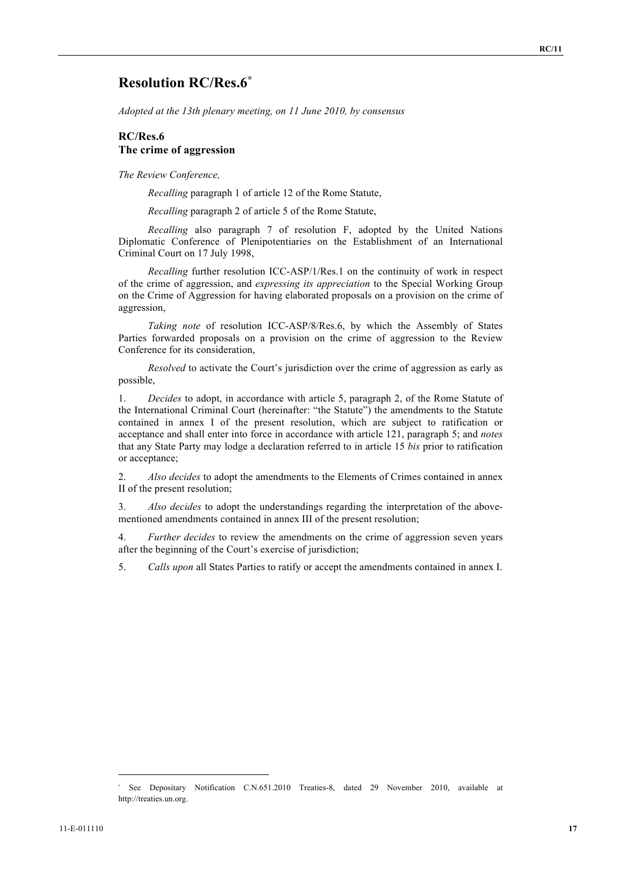# Resolution RC/Res.6[*]

*Adopted at the 13th plenary meeting, on 11 June 2010, by consensus*

## RC/Res.6
## The crime of aggression

*The Review Conference,*

*Recalling* paragraph 1 of article 12 of the Rome Statute,

*Recalling* paragraph 2 of article 5 of the Rome Statute,

*Recalling* also paragraph 7 of resolution F, adopted by the United Nations Diplomatic Conference of Plenipotentiaries on the Establishment of an International Criminal Court on 17 July 1998,

*Recalling* further resolution ICC-ASP/1/Res.1 on the continuity of work in respect of the crime of aggression, and *expressing its appreciation* to the Special Working Group on the Crime of Aggression for having elaborated proposals on a provision on the crime of aggression,

*Taking note* of resolution ICC-ASP/8/Res.6, by which the Assembly of States Parties forwarded proposals on a provision on the crime of aggression to the Review Conference for its consideration,

*Resolved* to activate the Court's jurisdiction over the crime of aggression as early as possible,

1. *Decides* to adopt, in accordance with article 5, paragraph 2, of the Rome Statute of the International Criminal Court (hereinafter: "the Statute") the amendments to the Statute contained in annex I of the present resolution, which are subject to ratification or acceptance and shall enter into force in accordance with article 121, paragraph 5; and *notes* that any State Party may lodge a declaration referred to in article 15 *bis* prior to ratification or acceptance;

2. *Also decides* to adopt the amendments to the Elements of Crimes contained in annex II of the present resolution;

3. *Also decides* to adopt the understandings regarding the interpretation of the above-mentioned amendments contained in annex III of the present resolution;

4. *Further decides* to review the amendments on the crime of aggression seven years after the beginning of the Court's exercise of jurisdiction;

5. *Calls upon* all States Parties to ratify or accept the amendments contained in annex I.

---

[*] See Depositary Notification C.N.651.2010 Treaties-8, dated 29 November 2010, available at http://treaties.un.org.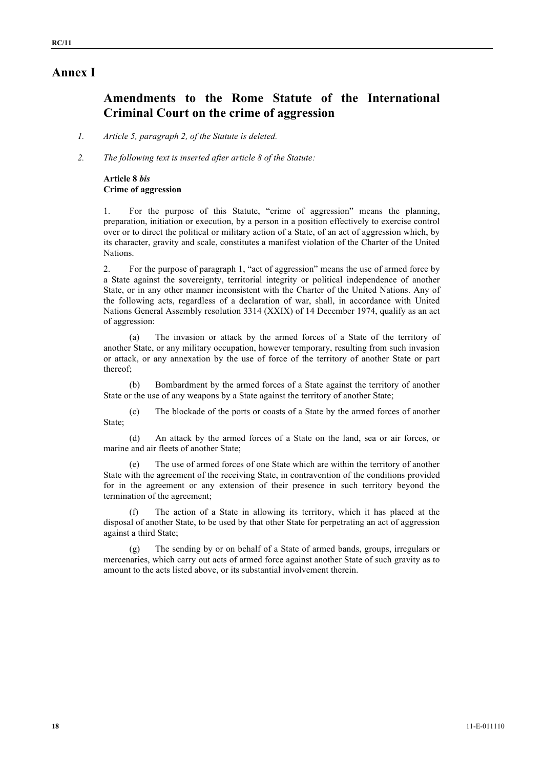# Annex I

## Amendments to the Rome Statute of the International Criminal Court on the crime of aggression

*1. Article 5, paragraph 2, of the Statute is deleted.*

*2. The following text is inserted after article 8 of the Statute:*

**Article 8 *bis***
**Crime of aggression**

1. For the purpose of this Statute, "crime of aggression" means the planning, preparation, initiation or execution, by a person in a position effectively to exercise control over or to direct the political or military action of a State, of an act of aggression which, by its character, gravity and scale, constitutes a manifest violation of the Charter of the United Nations.

2. For the purpose of paragraph 1, "act of aggression" means the use of armed force by a State against the sovereignty, territorial integrity or political independence of another State, or in any other manner inconsistent with the Charter of the United Nations. Any of the following acts, regardless of a declaration of war, shall, in accordance with United Nations General Assembly resolution 3314 (XXIX) of 14 December 1974, qualify as an act of aggression:

(a) The invasion or attack by the armed forces of a State of the territory of another State, or any military occupation, however temporary, resulting from such invasion or attack, or any annexation by the use of force of the territory of another State or part thereof;

(b) Bombardment by the armed forces of a State against the territory of another State or the use of any weapons by a State against the territory of another State;

(c) The blockade of the ports or coasts of a State by the armed forces of another State;

(d) An attack by the armed forces of a State on the land, sea or air forces, or marine and air fleets of another State;

(e) The use of armed forces of one State which are within the territory of another State with the agreement of the receiving State, in contravention of the conditions provided for in the agreement or any extension of their presence in such territory beyond the termination of the agreement;

(f) The action of a State in allowing its territory, which it has placed at the disposal of another State, to be used by that other State for perpetrating an act of aggression against a third State;

(g) The sending by or on behalf of a State of armed bands, groups, irregulars or mercenaries, which carry out acts of armed force against another State of such gravity as to amount to the acts listed above, or its substantial involvement therein.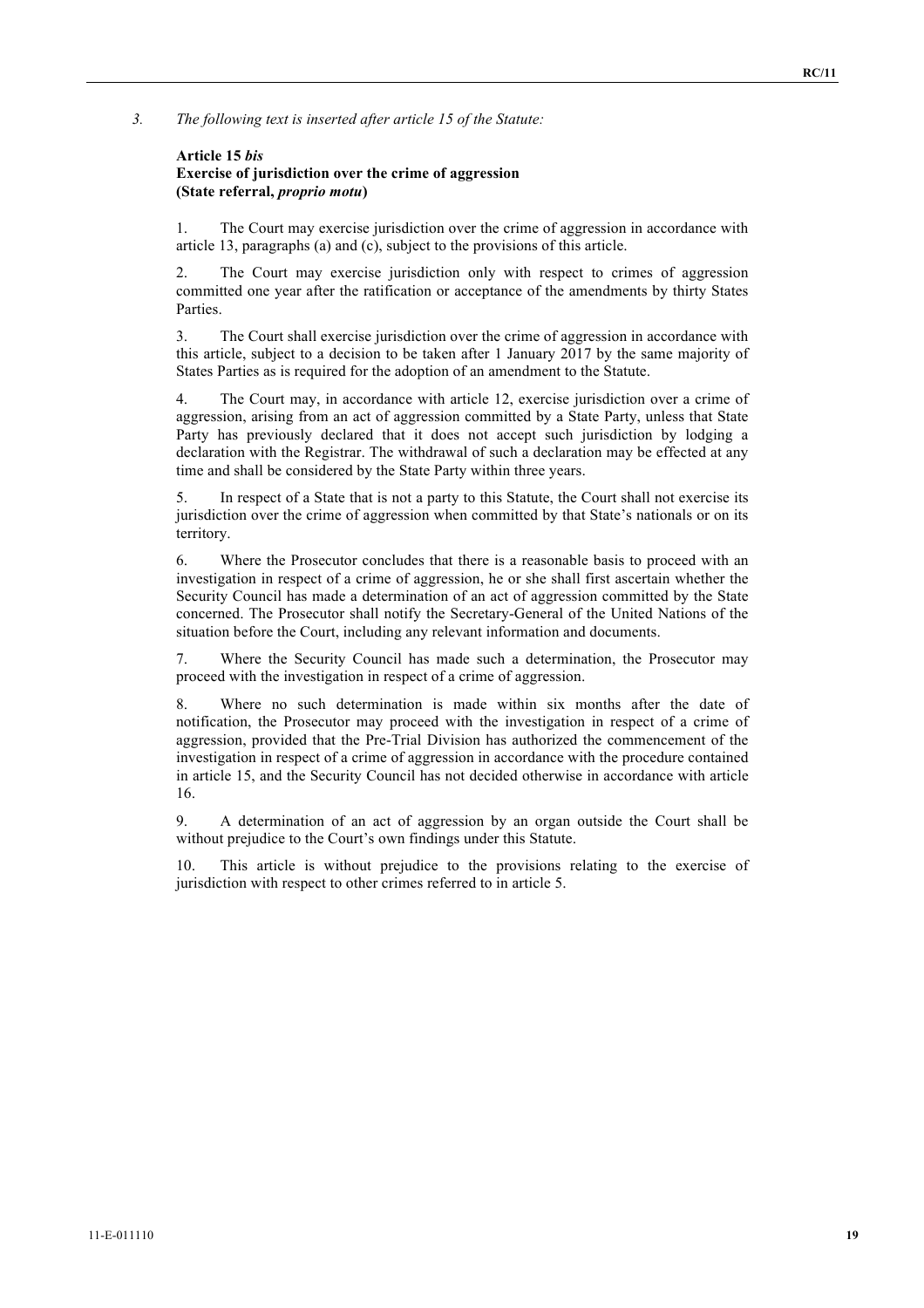*3. The following text is inserted after article 15 of the Statute:*

**Article 15 *bis***
**Exercise of jurisdiction over the crime of aggression**
**(State referral, *proprio motu*)**

1. The Court may exercise jurisdiction over the crime of aggression in accordance with article 13, paragraphs (a) and (c), subject to the provisions of this article.

2. The Court may exercise jurisdiction only with respect to crimes of aggression committed one year after the ratification or acceptance of the amendments by thirty States Parties.

3. The Court shall exercise jurisdiction over the crime of aggression in accordance with this article, subject to a decision to be taken after 1 January 2017 by the same majority of States Parties as is required for the adoption of an amendment to the Statute.

4. The Court may, in accordance with article 12, exercise jurisdiction over a crime of aggression, arising from an act of aggression committed by a State Party, unless that State Party has previously declared that it does not accept such jurisdiction by lodging a declaration with the Registrar. The withdrawal of such a declaration may be effected at any time and shall be considered by the State Party within three years.

5. In respect of a State that is not a party to this Statute, the Court shall not exercise its jurisdiction over the crime of aggression when committed by that State's nationals or on its territory.

6. Where the Prosecutor concludes that there is a reasonable basis to proceed with an investigation in respect of a crime of aggression, he or she shall first ascertain whether the Security Council has made a determination of an act of aggression committed by the State concerned. The Prosecutor shall notify the Secretary-General of the United Nations of the situation before the Court, including any relevant information and documents.

7. Where the Security Council has made such a determination, the Prosecutor may proceed with the investigation in respect of a crime of aggression.

8. Where no such determination is made within six months after the date of notification, the Prosecutor may proceed with the investigation in respect of a crime of aggression, provided that the Pre-Trial Division has authorized the commencement of the investigation in respect of a crime of aggression in accordance with the procedure contained in article 15, and the Security Council has not decided otherwise in accordance with article 16.

9. A determination of an act of aggression by an organ outside the Court shall be without prejudice to the Court's own findings under this Statute.

10. This article is without prejudice to the provisions relating to the exercise of jurisdiction with respect to other crimes referred to in article 5.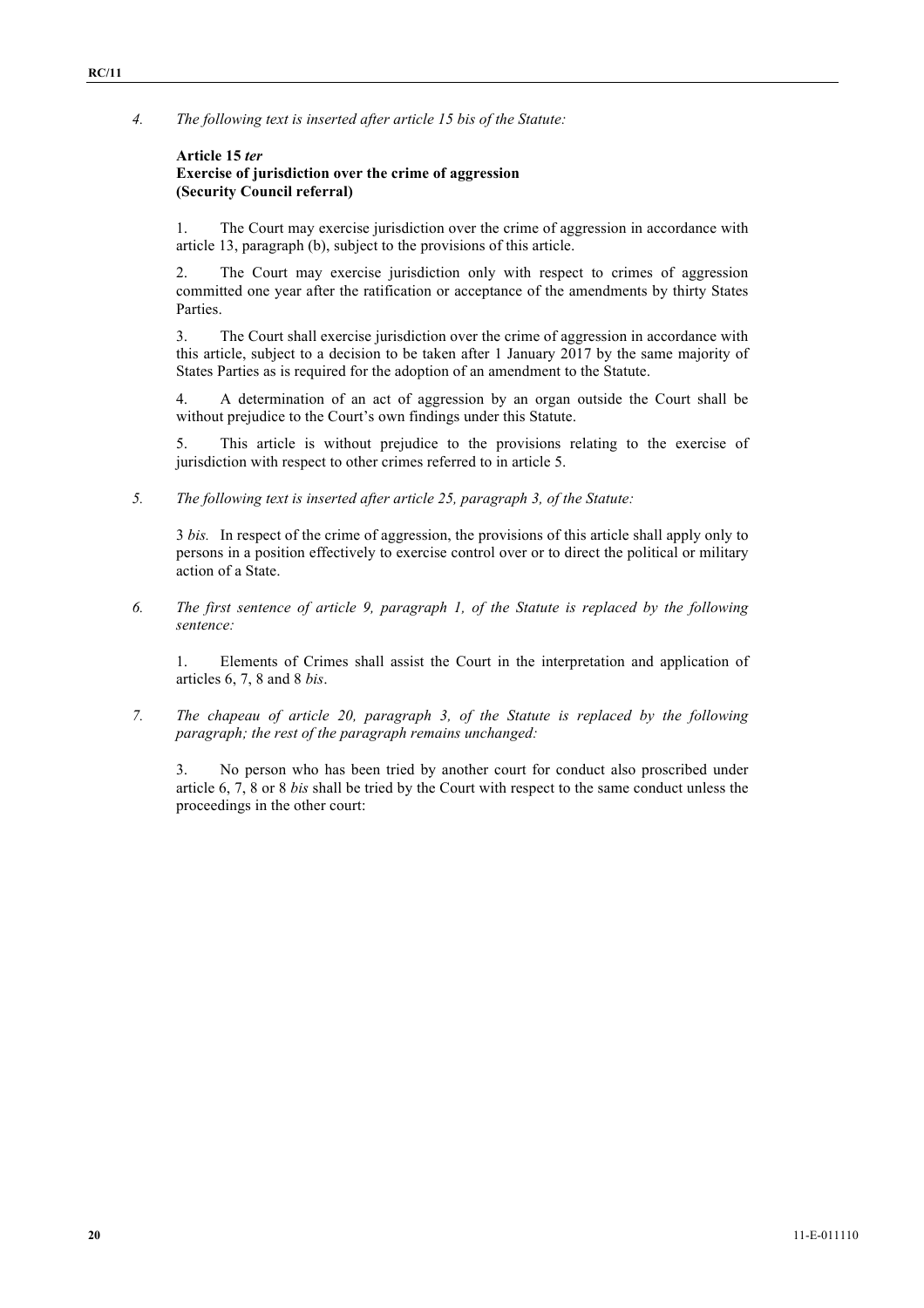*4. The following text is inserted after article 15 bis of the Statute:*

**Article 15 *ter***
**Exercise of jurisdiction over the crime of aggression (Security Council referral)**

1. The Court may exercise jurisdiction over the crime of aggression in accordance with article 13, paragraph (b), subject to the provisions of this article.

2. The Court may exercise jurisdiction only with respect to crimes of aggression committed one year after the ratification or acceptance of the amendments by thirty States Parties.

3. The Court shall exercise jurisdiction over the crime of aggression in accordance with this article, subject to a decision to be taken after 1 January 2017 by the same majority of States Parties as is required for the adoption of an amendment to the Statute.

4. A determination of an act of aggression by an organ outside the Court shall be without prejudice to the Court's own findings under this Statute.

5. This article is without prejudice to the provisions relating to the exercise of jurisdiction with respect to other crimes referred to in article 5.

*5. The following text is inserted after article 25, paragraph 3, of the Statute:*

3 *bis.* In respect of the crime of aggression, the provisions of this article shall apply only to persons in a position effectively to exercise control over or to direct the political or military action of a State.

*6. The first sentence of article 9, paragraph 1, of the Statute is replaced by the following sentence:*

1. Elements of Crimes shall assist the Court in the interpretation and application of articles 6, 7, 8 and 8 *bis*.

*7. The chapeau of article 20, paragraph 3, of the Statute is replaced by the following paragraph; the rest of the paragraph remains unchanged:*

3. No person who has been tried by another court for conduct also proscribed under article 6, 7, 8 or 8 *bis* shall be tried by the Court with respect to the same conduct unless the proceedings in the other court: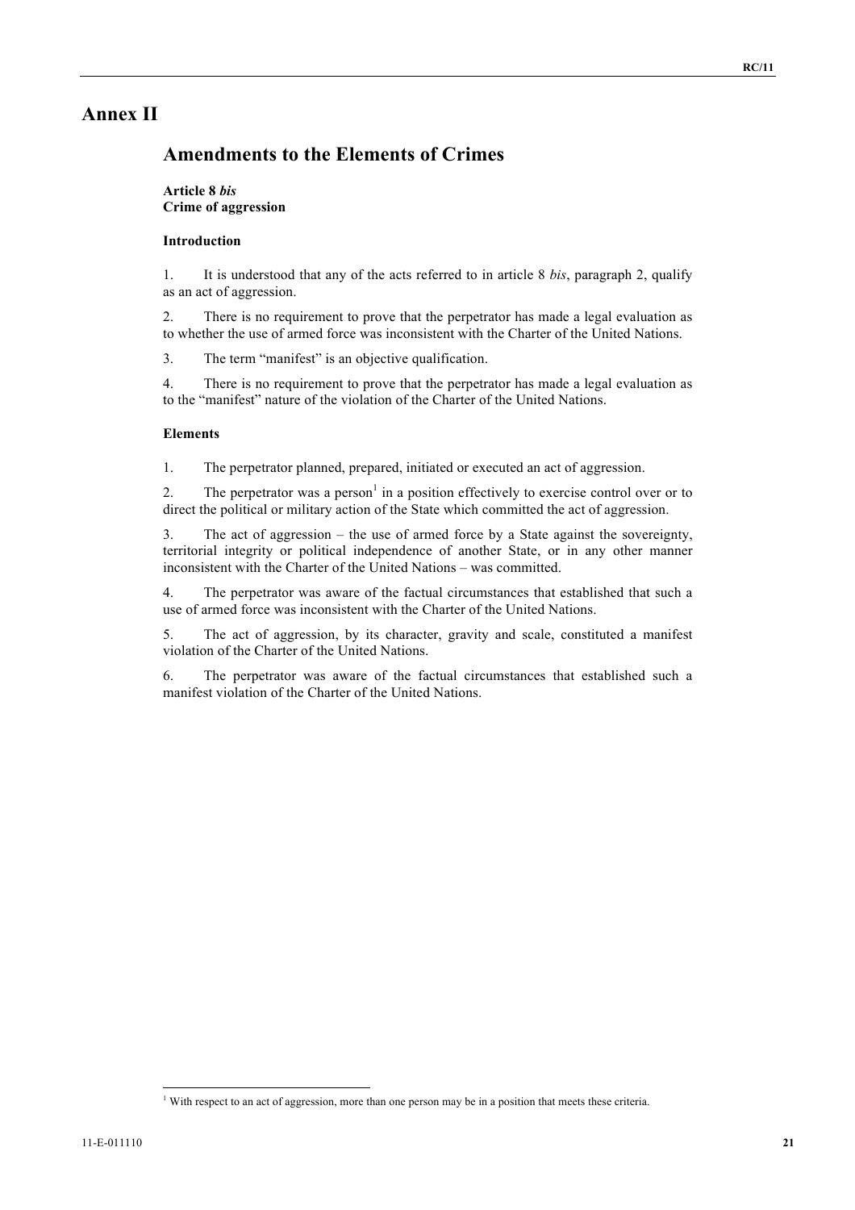# Annex II

## Amendments to the Elements of Crimes

**Article 8 *bis***
**Crime of aggression**

**Introduction**

1. It is understood that any of the acts referred to in article 8 *bis*, paragraph 2, qualify as an act of aggression.

2. There is no requirement to prove that the perpetrator has made a legal evaluation as to whether the use of armed force was inconsistent with the Charter of the United Nations.

3. The term "manifest" is an objective qualification.

4. There is no requirement to prove that the perpetrator has made a legal evaluation as to the "manifest" nature of the violation of the Charter of the United Nations.

**Elements**

1. The perpetrator planned, prepared, initiated or executed an act of aggression.

2. The perpetrator was a person[1] in a position effectively to exercise control over or to direct the political or military action of the State which committed the act of aggression.

3. The act of aggression – the use of armed force by a State against the sovereignty, territorial integrity or political independence of another State, or in any other manner inconsistent with the Charter of the United Nations – was committed.

4. The perpetrator was aware of the factual circumstances that established that such a use of armed force was inconsistent with the Charter of the United Nations.

5. The act of aggression, by its character, gravity and scale, constituted a manifest violation of the Charter of the United Nations.

6. The perpetrator was aware of the factual circumstances that established such a manifest violation of the Charter of the United Nations.

---

[1] With respect to an act of aggression, more than one person may be in a position that meets these criteria.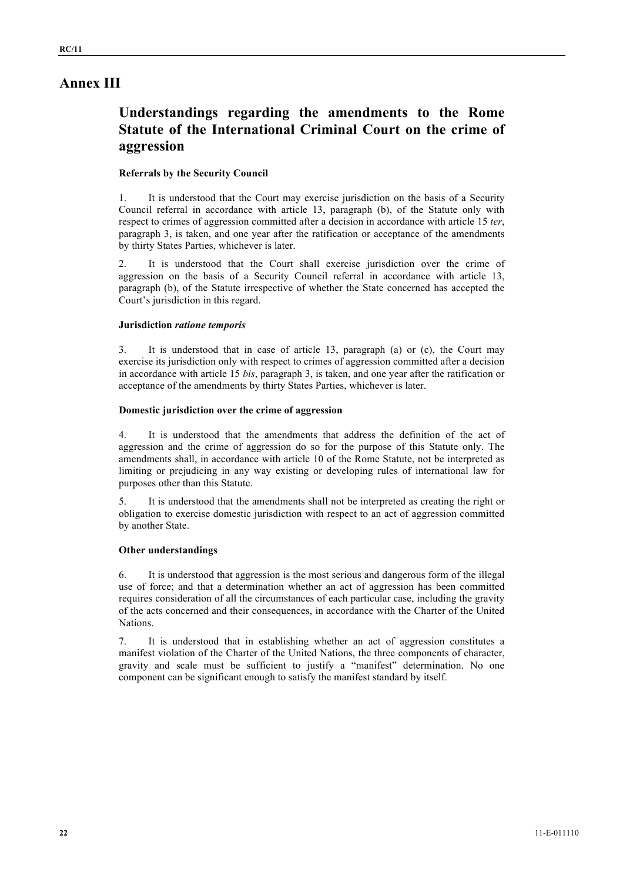# Annex III

## Understandings regarding the amendments to the Rome Statute of the International Criminal Court on the crime of aggression

### Referrals by the Security Council

1. It is understood that the Court may exercise jurisdiction on the basis of a Security Council referral in accordance with article 13, paragraph (b), of the Statute only with respect to crimes of aggression committed after a decision in accordance with article 15 *ter*, paragraph 3, is taken, and one year after the ratification or acceptance of the amendments by thirty States Parties, whichever is later.

2. It is understood that the Court shall exercise jurisdiction over the crime of aggression on the basis of a Security Council referral in accordance with article 13, paragraph (b), of the Statute irrespective of whether the State concerned has accepted the Court's jurisdiction in this regard.

### Jurisdiction *ratione temporis*

3. It is understood that in case of article 13, paragraph (a) or (c), the Court may exercise its jurisdiction only with respect to crimes of aggression committed after a decision in accordance with article 15 *bis*, paragraph 3, is taken, and one year after the ratification or acceptance of the amendments by thirty States Parties, whichever is later.

### Domestic jurisdiction over the crime of aggression

4. It is understood that the amendments that address the definition of the act of aggression and the crime of aggression do so for the purpose of this Statute only. The amendments shall, in accordance with article 10 of the Rome Statute, not be interpreted as limiting or prejudicing in any way existing or developing rules of international law for purposes other than this Statute.

5. It is understood that the amendments shall not be interpreted as creating the right or obligation to exercise domestic jurisdiction with respect to an act of aggression committed by another State.

### Other understandings

6. It is understood that aggression is the most serious and dangerous form of the illegal use of force; and that a determination whether an act of aggression has been committed requires consideration of all the circumstances of each particular case, including the gravity of the acts concerned and their consequences, in accordance with the Charter of the United Nations.

7. It is understood that in establishing whether an act of aggression constitutes a manifest violation of the Charter of the United Nations, the three components of character, gravity and scale must be sufficient to justify a "manifest" determination. No one component can be significant enough to satisfy the manifest standard by itself.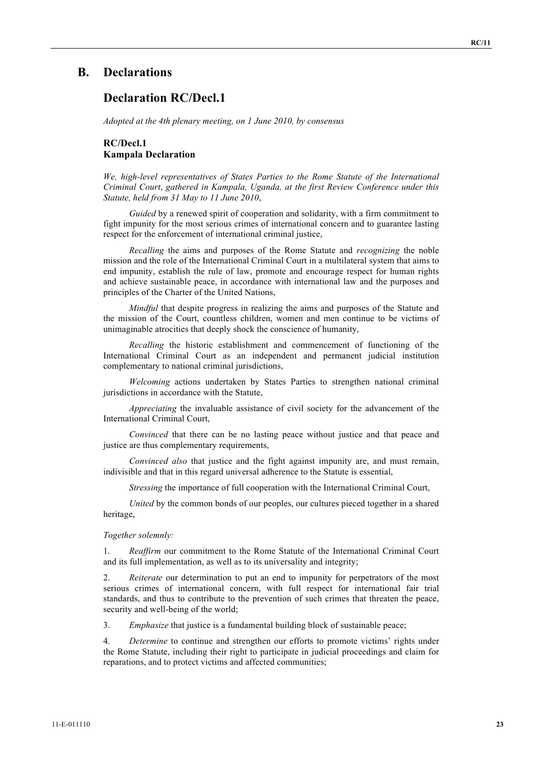## B. Declarations

## Declaration RC/Decl.1

*Adopted at the 4th plenary meeting, on 1 June 2010, by consensus*

### RC/Decl.1
### Kampala Declaration

*We, high-level representatives of States Parties to the Rome Statute of the International Criminal Court, gathered in Kampala, Uganda, at the first Review Conference under this Statute, held from 31 May to 11 June 2010*,

*Guided* by a renewed spirit of cooperation and solidarity, with a firm commitment to fight impunity for the most serious crimes of international concern and to guarantee lasting respect for the enforcement of international criminal justice,

*Recalling* the aims and purposes of the Rome Statute and *recognizing* the noble mission and the role of the International Criminal Court in a multilateral system that aims to end impunity, establish the rule of law, promote and encourage respect for human rights and achieve sustainable peace, in accordance with international law and the purposes and principles of the Charter of the United Nations,

*Mindful* that despite progress in realizing the aims and purposes of the Statute and the mission of the Court, countless children, women and men continue to be victims of unimaginable atrocities that deeply shock the conscience of humanity,

*Recalling* the historic establishment and commencement of functioning of the International Criminal Court as an independent and permanent judicial institution complementary to national criminal jurisdictions,

*Welcoming* actions undertaken by States Parties to strengthen national criminal jurisdictions in accordance with the Statute,

*Appreciating* the invaluable assistance of civil society for the advancement of the International Criminal Court,

*Convinced* that there can be no lasting peace without justice and that peace and justice are thus complementary requirements,

*Convinced also* that justice and the fight against impunity are, and must remain, indivisible and that in this regard universal adherence to the Statute is essential,

*Stressing* the importance of full cooperation with the International Criminal Court,

*United* by the common bonds of our peoples, our cultures pieced together in a shared heritage,

*Together solemnly:*

1. *Reaffirm* our commitment to the Rome Statute of the International Criminal Court and its full implementation, as well as to its universality and integrity;

2. *Reiterate* our determination to put an end to impunity for perpetrators of the most serious crimes of international concern, with full respect for international fair trial standards, and thus to contribute to the prevention of such crimes that threaten the peace, security and well-being of the world;

3. *Emphasize* that justice is a fundamental building block of sustainable peace;

4. *Determine* to continue and strengthen our efforts to promote victims' rights under the Rome Statute, including their right to participate in judicial proceedings and claim for reparations, and to protect victims and affected communities;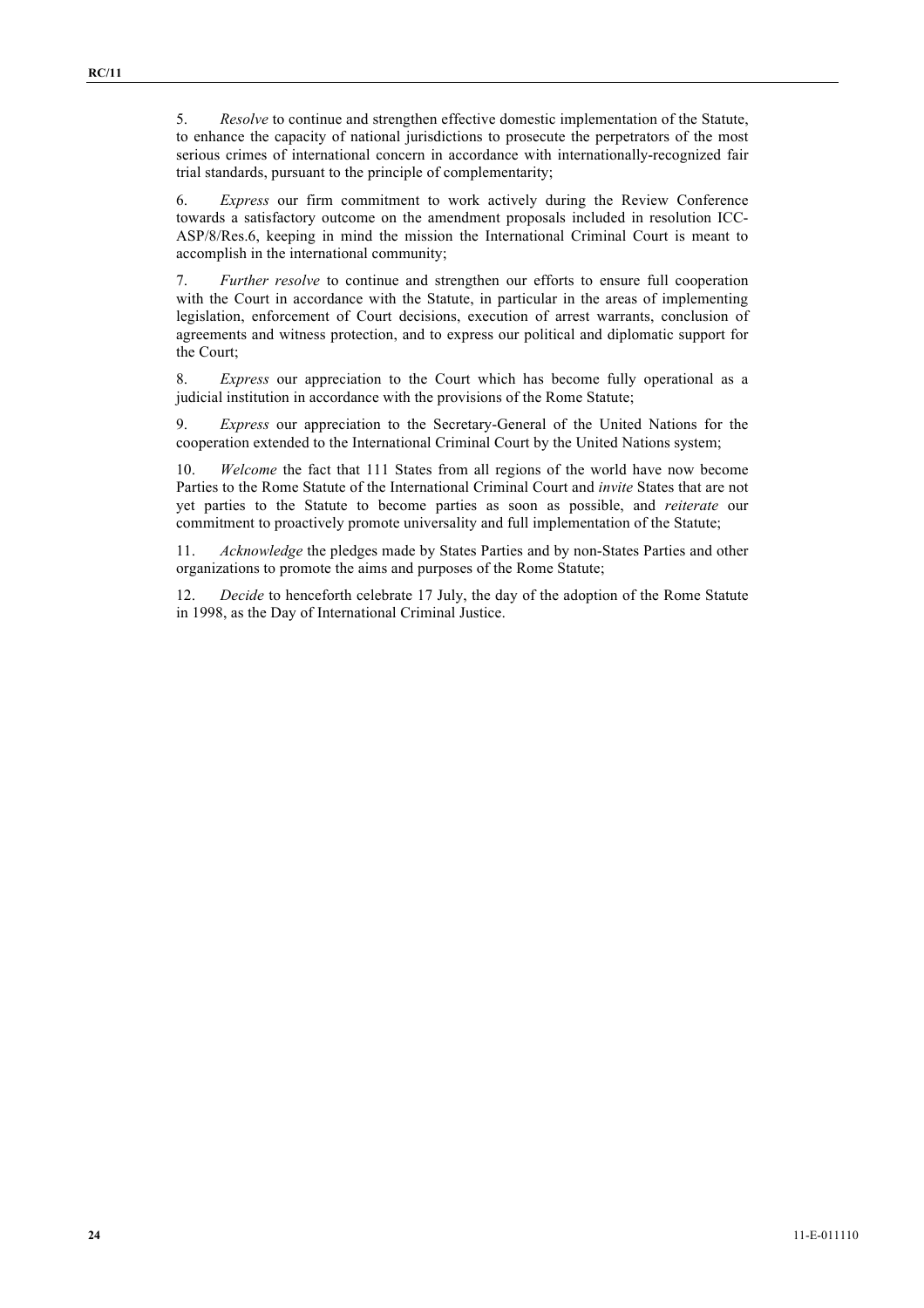5. *Resolve* to continue and strengthen effective domestic implementation of the Statute, to enhance the capacity of national jurisdictions to prosecute the perpetrators of the most serious crimes of international concern in accordance with internationally-recognized fair trial standards, pursuant to the principle of complementarity;

6. *Express* our firm commitment to work actively during the Review Conference towards a satisfactory outcome on the amendment proposals included in resolution ICC-ASP/8/Res.6, keeping in mind the mission the International Criminal Court is meant to accomplish in the international community;

7. *Further resolve* to continue and strengthen our efforts to ensure full cooperation with the Court in accordance with the Statute, in particular in the areas of implementing legislation, enforcement of Court decisions, execution of arrest warrants, conclusion of agreements and witness protection, and to express our political and diplomatic support for the Court;

8. *Express* our appreciation to the Court which has become fully operational as a judicial institution in accordance with the provisions of the Rome Statute;

9. *Express* our appreciation to the Secretary-General of the United Nations for the cooperation extended to the International Criminal Court by the United Nations system;

10. *Welcome* the fact that 111 States from all regions of the world have now become Parties to the Rome Statute of the International Criminal Court and *invite* States that are not yet parties to the Statute to become parties as soon as possible, and *reiterate* our commitment to proactively promote universality and full implementation of the Statute;

11. *Acknowledge* the pledges made by States Parties and by non-States Parties and other organizations to promote the aims and purposes of the Rome Statute;

12. *Decide* to henceforth celebrate 17 July, the day of the adoption of the Rome Statute in 1998, as the Day of International Criminal Justice.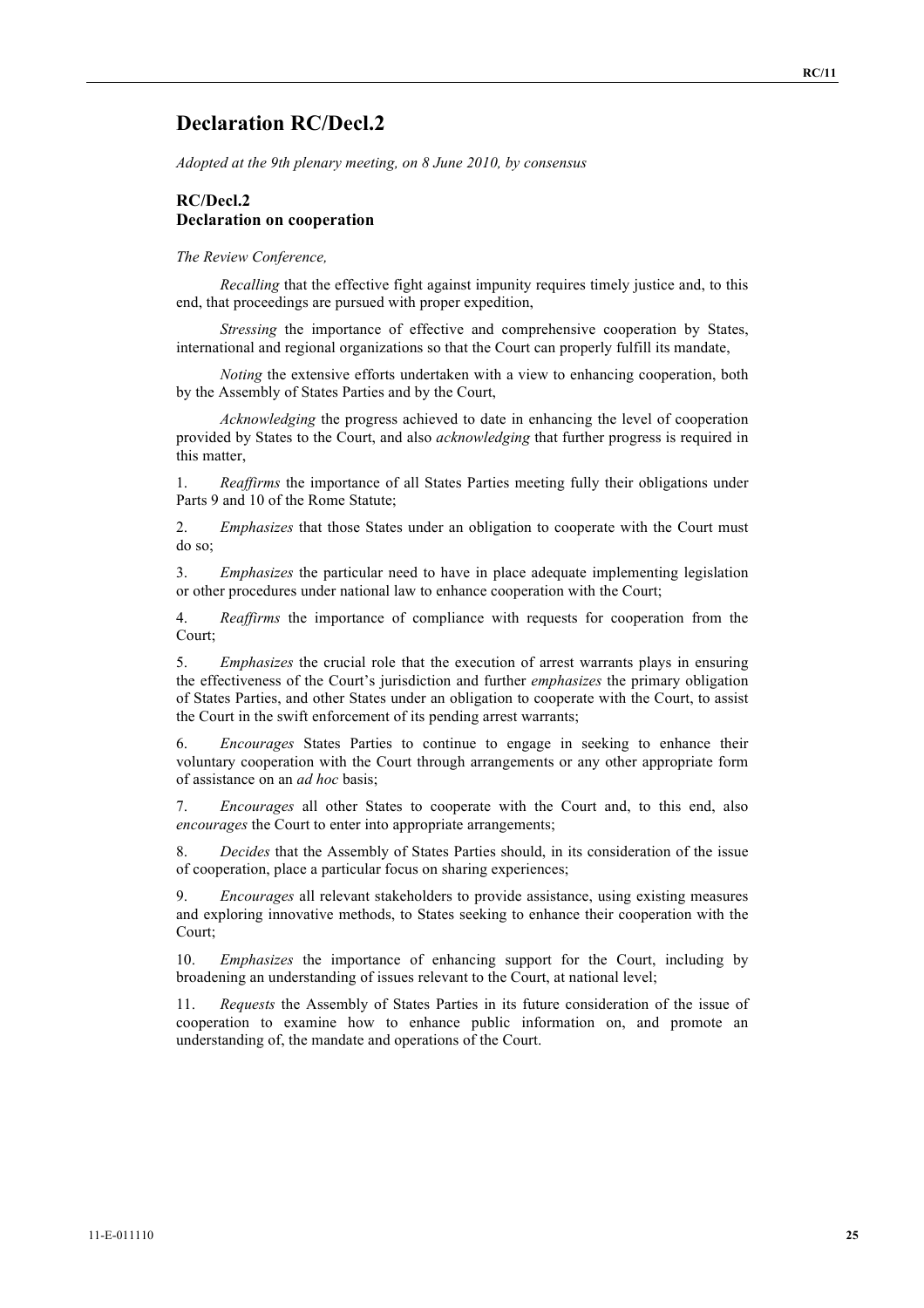# Declaration RC/Decl.2

*Adopted at the 9th plenary meeting, on 8 June 2010, by consensus*

## RC/Decl.2
## Declaration on cooperation

*The Review Conference,*

*Recalling* that the effective fight against impunity requires timely justice and, to this end, that proceedings are pursued with proper expedition,

*Stressing* the importance of effective and comprehensive cooperation by States, international and regional organizations so that the Court can properly fulfill its mandate,

*Noting* the extensive efforts undertaken with a view to enhancing cooperation, both by the Assembly of States Parties and by the Court,

*Acknowledging* the progress achieved to date in enhancing the level of cooperation provided by States to the Court, and also *acknowledging* that further progress is required in this matter,

1. *Reaffirms* the importance of all States Parties meeting fully their obligations under Parts 9 and 10 of the Rome Statute;

2. *Emphasizes* that those States under an obligation to cooperate with the Court must do so;

3. *Emphasizes* the particular need to have in place adequate implementing legislation or other procedures under national law to enhance cooperation with the Court;

4. *Reaffirms* the importance of compliance with requests for cooperation from the Court;

5. *Emphasizes* the crucial role that the execution of arrest warrants plays in ensuring the effectiveness of the Court's jurisdiction and further *emphasizes* the primary obligation of States Parties, and other States under an obligation to cooperate with the Court, to assist the Court in the swift enforcement of its pending arrest warrants;

6. *Encourages* States Parties to continue to engage in seeking to enhance their voluntary cooperation with the Court through arrangements or any other appropriate form of assistance on an *ad hoc* basis;

7. *Encourages* all other States to cooperate with the Court and, to this end, also *encourages* the Court to enter into appropriate arrangements;

8. *Decides* that the Assembly of States Parties should, in its consideration of the issue of cooperation, place a particular focus on sharing experiences;

9. *Encourages* all relevant stakeholders to provide assistance, using existing measures and exploring innovative methods, to States seeking to enhance their cooperation with the Court;

10. *Emphasizes* the importance of enhancing support for the Court, including by broadening an understanding of issues relevant to the Court, at national level;

11. *Requests* the Assembly of States Parties in its future consideration of the issue of cooperation to examine how to enhance public information on, and promote an understanding of, the mandate and operations of the Court.